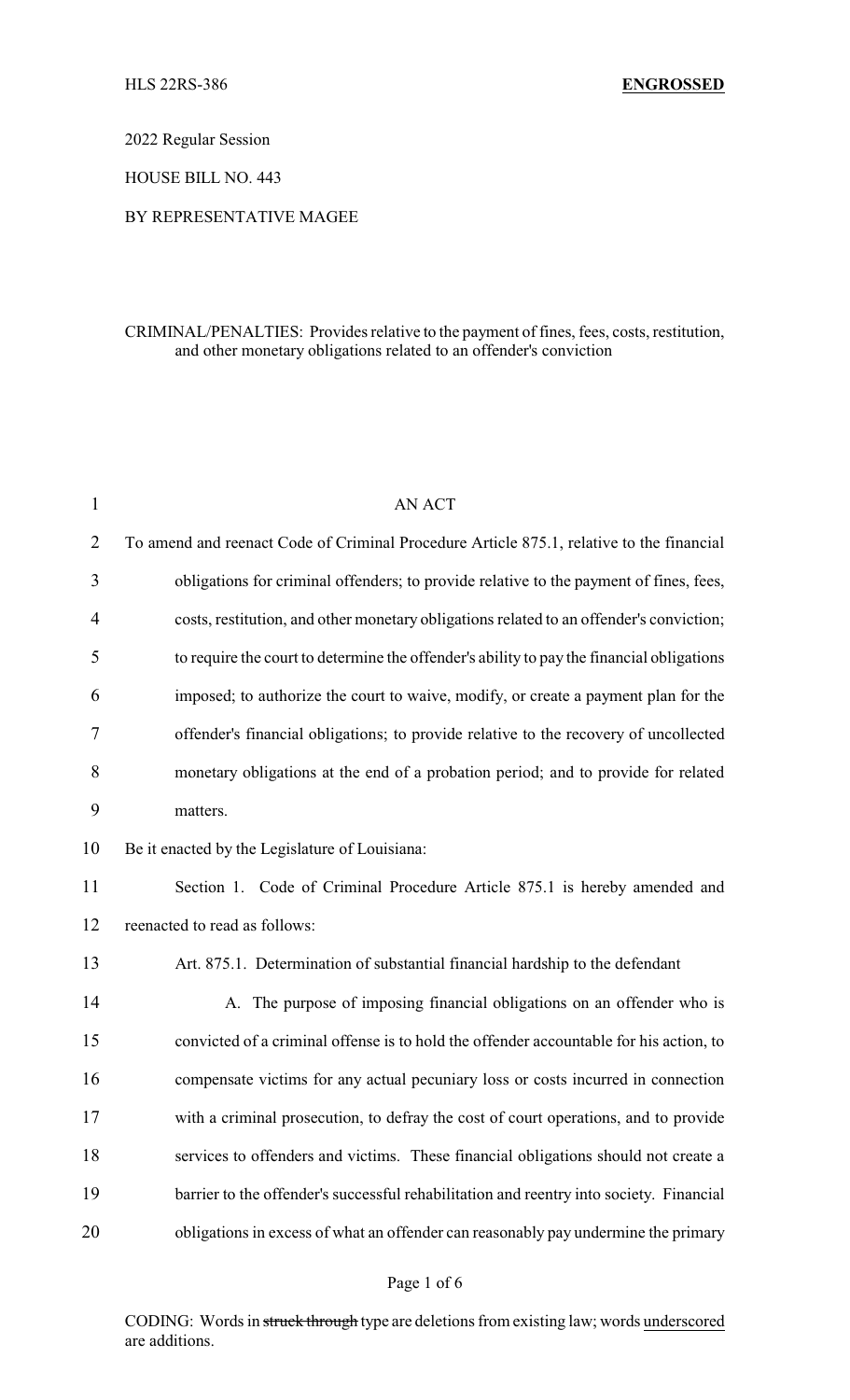HLS 22RS-386 **ENGROSSED**

2022 Regular Session

HOUSE BILL NO. 443

BY REPRESENTATIVE MAGEE

CRIMINAL/PENALTIES: Provides relative to the payment of fines, fees, costs, restitution, and other monetary obligations related to an offender's conviction

AN ACT

To amend and reenact Code of Criminal Procedure Article 875.1, relative to the financial obligations for criminal offenders; to provide relative to the payment of fines, fees, costs, restitution, and other monetary obligations related to an offender's conviction; to require the court to determine the offender's ability to pay the financial obligations imposed; to authorize the court to waive, modify, or create a payment plan for the offender's financial obligations; to provide relative to the recovery of uncollected monetary obligations at the end of a probation period; and to provide for related matters.

Be it enacted by the Legislature of Louisiana:

Section 1. Code of Criminal Procedure Article 875.1 is hereby amended and reenacted to read as follows:

Art. 875.1. Determination of substantial financial hardship to the defendant

A. The purpose of imposing financial obligations on an offender who is convicted of a criminal offense is to hold the offender accountable for his action, to compensate victims for any actual pecuniary loss or costs incurred in connection with a criminal prosecution, to defray the cost of court operations, and to provide services to offenders and victims. These financial obligations should not create a barrier to the offender's successful rehabilitation and reentry into society. Financial obligations in excess of what an offender can reasonably pay undermine the primary

CODING: Words in ~~struck through~~ type are deletions from existing law; words underscored are additions.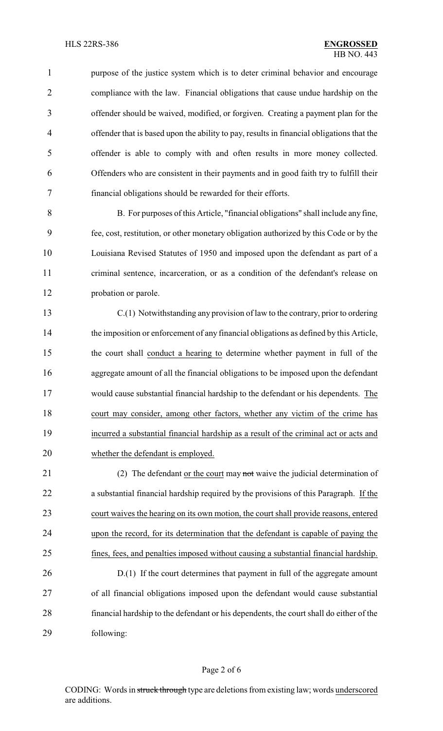purpose of the justice system which is to deter criminal behavior and encourage compliance with the law. Financial obligations that cause undue hardship on the offender should be waived, modified, or forgiven. Creating a payment plan for the offender that is based upon the ability to pay, results in financial obligations that the offender is able to comply with and often results in more money collected. Offenders who are consistent in their payments and in good faith try to fulfill their financial obligations should be rewarded for their efforts.

B. For purposes of this Article, "financial obligations" shall include any fine, fee, cost, restitution, or other monetary obligation authorized by this Code or by the Louisiana Revised Statutes of 1950 and imposed upon the defendant as part of a criminal sentence, incarceration, or as a condition of the defendant's release on probation or parole.

C.(1) Notwithstanding any provision of law to the contrary, prior to ordering the imposition or enforcement of any financial obligations as defined by this Article, the court shall conduct a hearing to determine whether payment in full of the aggregate amount of all the financial obligations to be imposed upon the defendant would cause substantial financial hardship to the defendant or his dependents. The court may consider, among other factors, whether any victim of the crime has incurred a substantial financial hardship as a result of the criminal act or acts and whether the defendant is employed.

(2) The defendant or the court may ~~not~~ waive the judicial determination of a substantial financial hardship required by the provisions of this Paragraph. If the court waives the hearing on its own motion, the court shall provide reasons, entered upon the record, for its determination that the defendant is capable of paying the fines, fees, and penalties imposed without causing a substantial financial hardship.

D.(1) If the court determines that payment in full of the aggregate amount of all financial obligations imposed upon the defendant would cause substantial financial hardship to the defendant or his dependents, the court shall do either of the following:

CODING: Words in ~~struck through~~ type are deletions from existing law; words underscored are additions.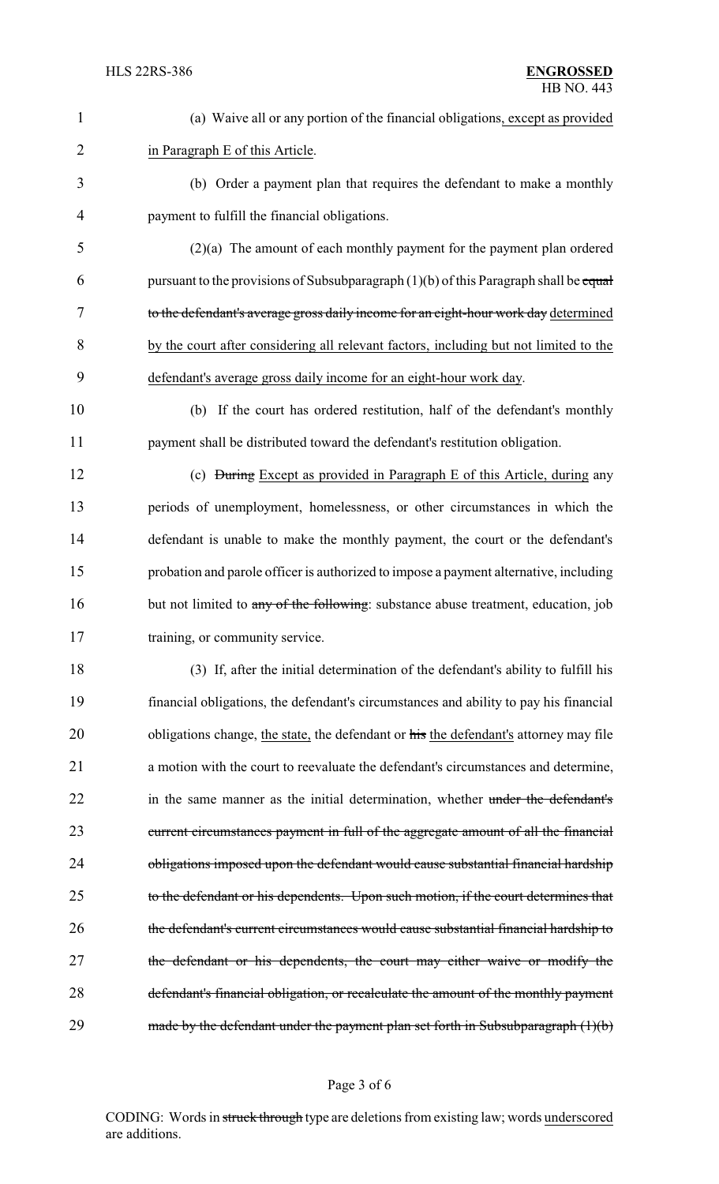(a) Waive all or any portion of the financial obligations, except as provided in Paragraph E of this Article.

(b) Order a payment plan that requires the defendant to make a monthly payment to fulfill the financial obligations.

(2)(a) The amount of each monthly payment for the payment plan ordered pursuant to the provisions of Subsubparagraph (1)(b) of this Paragraph shall be ~~equal to the defendant's average gross daily income for an eight-hour work day~~ determined by the court after considering all relevant factors, including but not limited to the defendant's average gross daily income for an eight-hour work day.

(b) If the court has ordered restitution, half of the defendant's monthly payment shall be distributed toward the defendant's restitution obligation.

(c) ~~During~~ Except as provided in Paragraph E of this Article, during any periods of unemployment, homelessness, or other circumstances in which the defendant is unable to make the monthly payment, the court or the defendant's probation and parole officer is authorized to impose a payment alternative, including but not limited to ~~any of the following~~: substance abuse treatment, education, job training, or community service.

(3) If, after the initial determination of the defendant's ability to fulfill his financial obligations, the defendant's circumstances and ability to pay his financial obligations change, the state, the defendant or ~~his~~ the defendant's attorney may file a motion with the court to reevaluate the defendant's circumstances and determine, in the same manner as the initial determination, whether ~~under the defendant's current circumstances payment in full of the aggregate amount of all the financial obligations imposed upon the defendant would cause substantial financial hardship to the defendant or his dependents. Upon such motion, if the court determines that the defendant's current circumstances would cause substantial financial hardship to the defendant or his dependents, the court may either waive or modify the defendant's financial obligation, or recalculate the amount of the monthly payment made by the defendant under the payment plan set forth in Subsubparagraph (1)(b)~~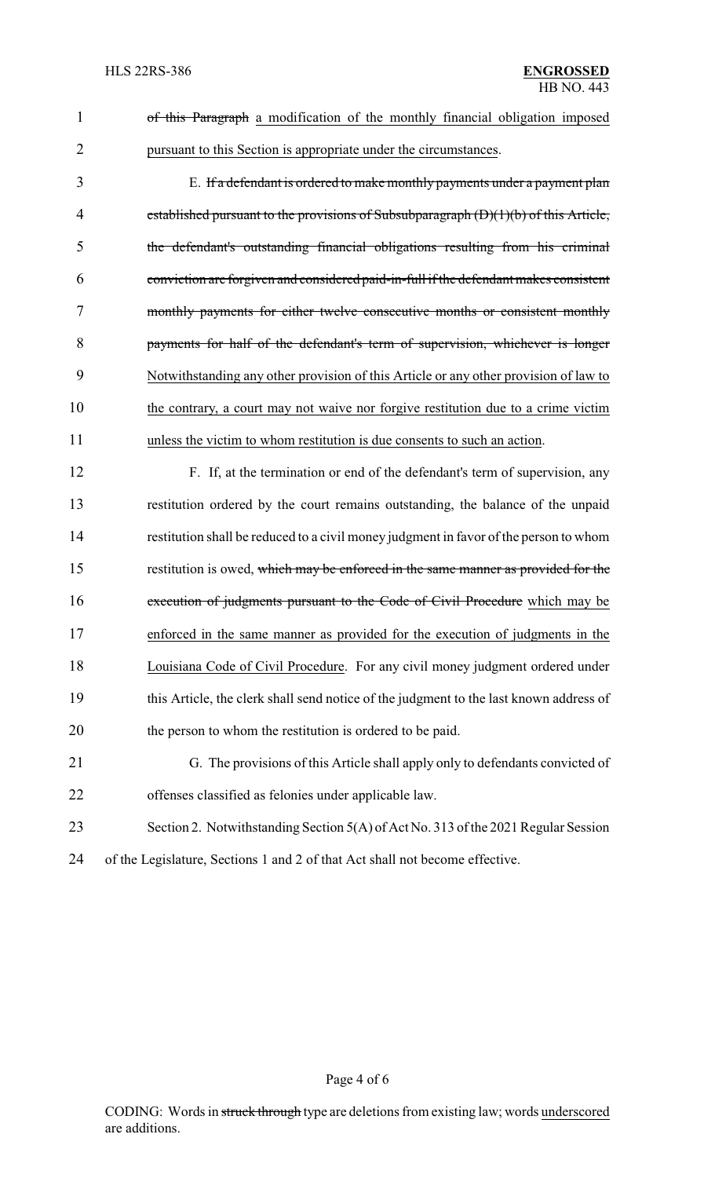~~of this Paragraph~~ <u>a modification of the monthly financial obligation imposed pursuant to this Section is appropriate under the circumstances</u>.

E. ~~If a defendant is ordered to make monthly payments under a payment plan established pursuant to the provisions of Subsubparagraph (D)(1)(b) of this Article, the defendant's outstanding financial obligations resulting from his criminal conviction are forgiven and considered paid-in-full if the defendant makes consistent monthly payments for either twelve consecutive months or consistent monthly payments for half of the defendant's term of supervision, whichever is longer~~ <u>Notwithstanding any other provision of this Article or any other provision of law to the contrary, a court may not waive nor forgive restitution due to a crime victim unless the victim to whom restitution is due consents to such an action</u>.

F. If, at the termination or end of the defendant's term of supervision, any restitution ordered by the court remains outstanding, the balance of the unpaid restitution shall be reduced to a civil money judgment in favor of the person to whom restitution is owed, ~~which may be enforced in the same manner as provided for the execution of judgments pursuant to the Code of Civil Procedure~~ <u>which may be enforced in the same manner as provided for the execution of judgments in the Louisiana Code of Civil Procedure</u>. For any civil money judgment ordered under this Article, the clerk shall send notice of the judgment to the last known address of the person to whom the restitution is ordered to be paid.

G. The provisions of this Article shall apply only to defendants convicted of offenses classified as felonies under applicable law.

Section 2. Notwithstanding Section 5(A) of Act No. 313 of the 2021 Regular Session of the Legislature, Sections 1 and 2 of that Act shall not become effective.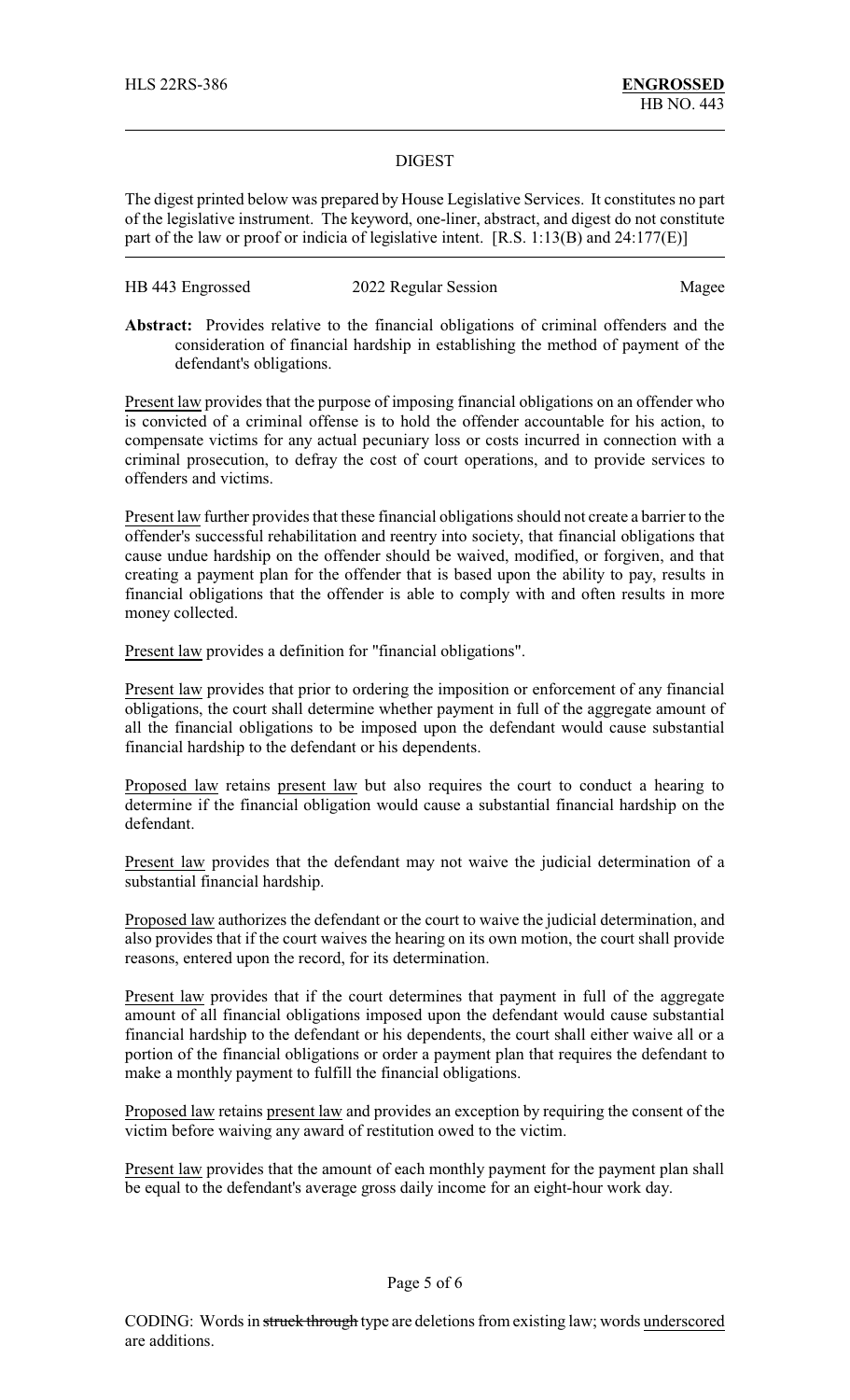## DIGEST

The digest printed below was prepared by House Legislative Services. It constitutes no part of the legislative instrument. The keyword, one-liner, abstract, and digest do not constitute part of the law or proof or indicia of legislative intent. [R.S. 1:13(B) and 24:177(E)]

HB 443 Engrossed 2022 Regular Session Magee

**Abstract:** Provides relative to the financial obligations of criminal offenders and the consideration of financial hardship in establishing the method of payment of the defendant's obligations.

Present law provides that the purpose of imposing financial obligations on an offender who is convicted of a criminal offense is to hold the offender accountable for his action, to compensate victims for any actual pecuniary loss or costs incurred in connection with a criminal prosecution, to defray the cost of court operations, and to provide services to offenders and victims.

Present law further provides that these financial obligations should not create a barrier to the offender's successful rehabilitation and reentry into society, that financial obligations that cause undue hardship on the offender should be waived, modified, or forgiven, and that creating a payment plan for the offender that is based upon the ability to pay, results in financial obligations that the offender is able to comply with and often results in more money collected.

Present law provides a definition for "financial obligations".

Present law provides that prior to ordering the imposition or enforcement of any financial obligations, the court shall determine whether payment in full of the aggregate amount of all the financial obligations to be imposed upon the defendant would cause substantial financial hardship to the defendant or his dependents.

Proposed law retains present law but also requires the court to conduct a hearing to determine if the financial obligation would cause a substantial financial hardship on the defendant.

Present law provides that the defendant may not waive the judicial determination of a substantial financial hardship.

Proposed law authorizes the defendant or the court to waive the judicial determination, and also provides that if the court waives the hearing on its own motion, the court shall provide reasons, entered upon the record, for its determination.

Present law provides that if the court determines that payment in full of the aggregate amount of all financial obligations imposed upon the defendant would cause substantial financial hardship to the defendant or his dependents, the court shall either waive all or a portion of the financial obligations or order a payment plan that requires the defendant to make a monthly payment to fulfill the financial obligations.

Proposed law retains present law and provides an exception by requiring the consent of the victim before waiving any award of restitution owed to the victim.

Present law provides that the amount of each monthly payment for the payment plan shall be equal to the defendant's average gross daily income for an eight-hour work day.

CODING: Words in ~~struck through~~ type are deletions from existing law; words underscored are additions.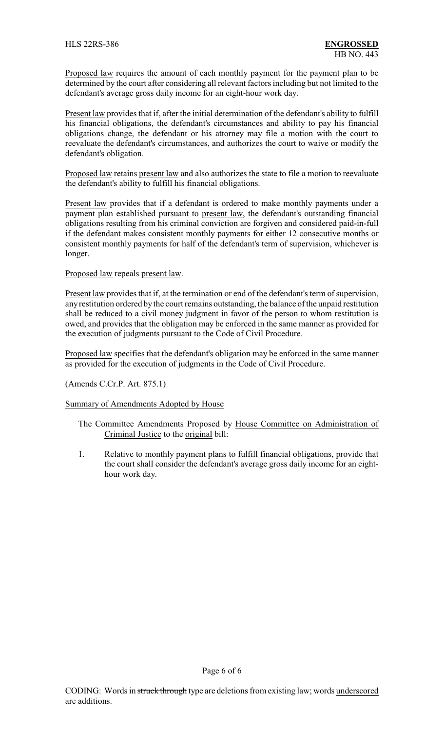Proposed law requires the amount of each monthly payment for the payment plan to be determined by the court after considering all relevant factors including but not limited to the defendant's average gross daily income for an eight-hour work day.

Present law provides that if, after the initial determination of the defendant's ability to fulfill his financial obligations, the defendant's circumstances and ability to pay his financial obligations change, the defendant or his attorney may file a motion with the court to reevaluate the defendant's circumstances, and authorizes the court to waive or modify the defendant's obligation.

Proposed law retains present law and also authorizes the state to file a motion to reevaluate the defendant's ability to fulfill his financial obligations.

Present law provides that if a defendant is ordered to make monthly payments under a payment plan established pursuant to present law, the defendant's outstanding financial obligations resulting from his criminal conviction are forgiven and considered paid-in-full if the defendant makes consistent monthly payments for either 12 consecutive months or consistent monthly payments for half of the defendant's term of supervision, whichever is longer.

Proposed law repeals present law.

Present law provides that if, at the termination or end of the defendant's term of supervision, any restitution ordered by the court remains outstanding, the balance of the unpaid restitution shall be reduced to a civil money judgment in favor of the person to whom restitution is owed, and provides that the obligation may be enforced in the same manner as provided for the execution of judgments pursuant to the Code of Civil Procedure.

Proposed law specifies that the defendant's obligation may be enforced in the same manner as provided for the execution of judgments in the Code of Civil Procedure.

(Amends C.Cr.P. Art. 875.1)

Summary of Amendments Adopted by House

The Committee Amendments Proposed by House Committee on Administration of Criminal Justice to the original bill:

1. Relative to monthly payment plans to fulfill financial obligations, provide that the court shall consider the defendant's average gross daily income for an eight-hour work day.